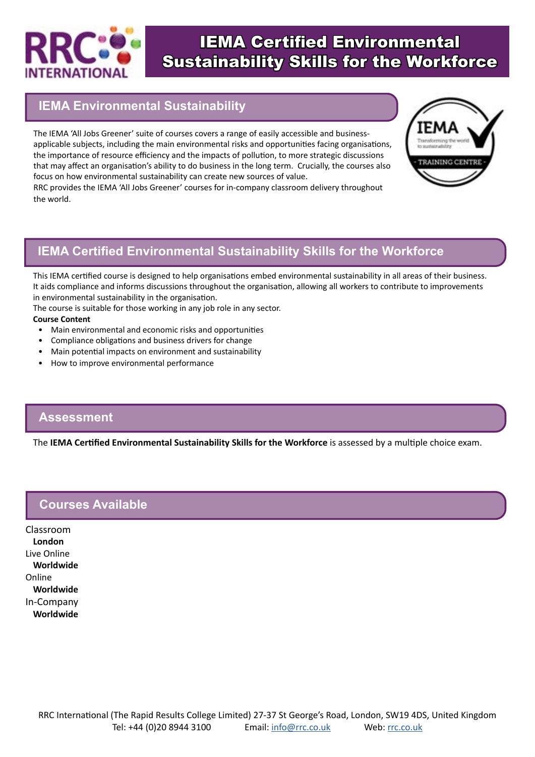# IEMA Certified Environmental Sustainability Skills for the Workforce

## IEMA Environmental Sustainability

The IEMA 'All Jobs Greener' suite of courses covers a range of easily accessible and business-applicable subjects, including the main environmental risks and opportunities facing organisations, the importance of resource efficiency and the impacts of pollution, to more strategic discussions that may affect an organisation's ability to do business in the long term. Crucially, the courses also focus on how environmental sustainability can create new sources of value.

RRC provides the IEMA 'All Jobs Greener' courses for in-company classroom delivery throughout the world.

## IEMA Certified Environmental Sustainability Skills for the Workforce

This IEMA certified course is designed to help organisations embed environmental sustainability in all areas of their business. It aids compliance and informs discussions throughout the organisation, allowing all workers to contribute to improvements in environmental sustainability in the organisation.

The course is suitable for those working in any job role in any sector.

**Course Content**

- Main environmental and economic risks and opportunities
- Compliance obligations and business drivers for change
- Main potential impacts on environment and sustainability
- How to improve environmental performance

## Assessment

The **IEMA Certified Environmental Sustainability Skills for the Workforce** is assessed by a multiple choice exam.

## Courses Available

Classroom
**London**
Live Online
**Worldwide**
Online
**Worldwide**
In-Company
**Worldwide**

RRC International (The Rapid Results College Limited) 27-37 St George's Road, London, SW19 4DS, United Kingdom
Tel: +44 (0)20 8944 3100 Email: info@rrc.co.uk Web: rrc.co.uk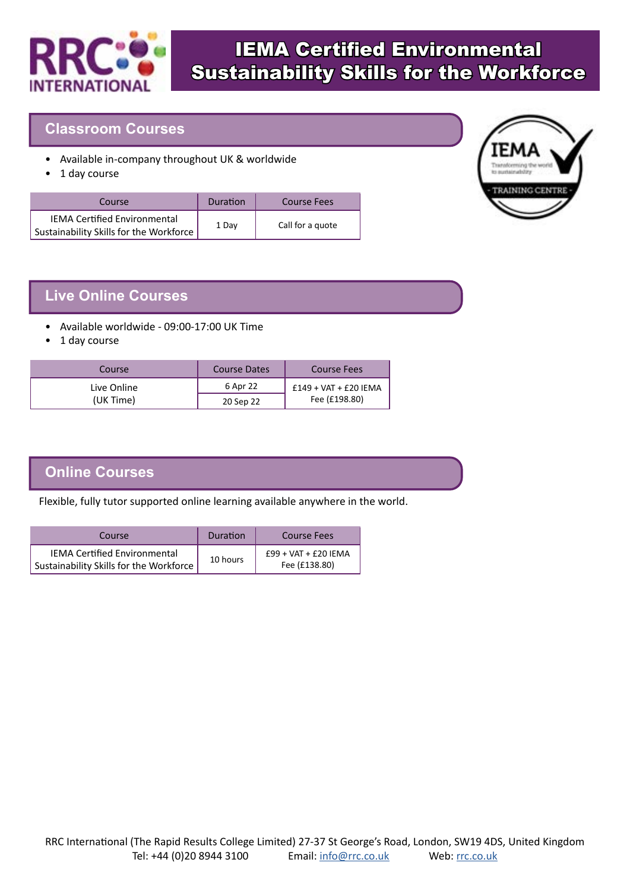# IEMA Certified Environmental Sustainability Skills for the Workforce

## Classroom Courses

- Available in-company throughout UK & worldwide
- 1 day course

| Course | Duration | Course Fees |
|---|---|---|
| IEMA Certified Environmental Sustainability Skills for the Workforce | 1 Day | Call for a quote |

## Live Online Courses

- Available worldwide - 09:00-17:00 UK Time
- 1 day course

| Course | Course Dates | Course Fees |
|---|---|---|
| Live Online (UK Time) | 6 Apr 22 | £149 + VAT + £20 IEMA Fee (£198.80) |
| | 20 Sep 22 | |

## Online Courses

Flexible, fully tutor supported online learning available anywhere in the world.

| Course | Duration | Course Fees |
|---|---|---|
| IEMA Certified Environmental Sustainability Skills for the Workforce | 10 hours | £99 + VAT + £20 IEMA Fee (£138.80) |

RRC International (The Rapid Results College Limited) 27-37 St George's Road, London, SW19 4DS, United Kingdom
Tel: +44 (0)20 8944 3100 Email: info@rrc.co.uk Web: rrc.co.uk